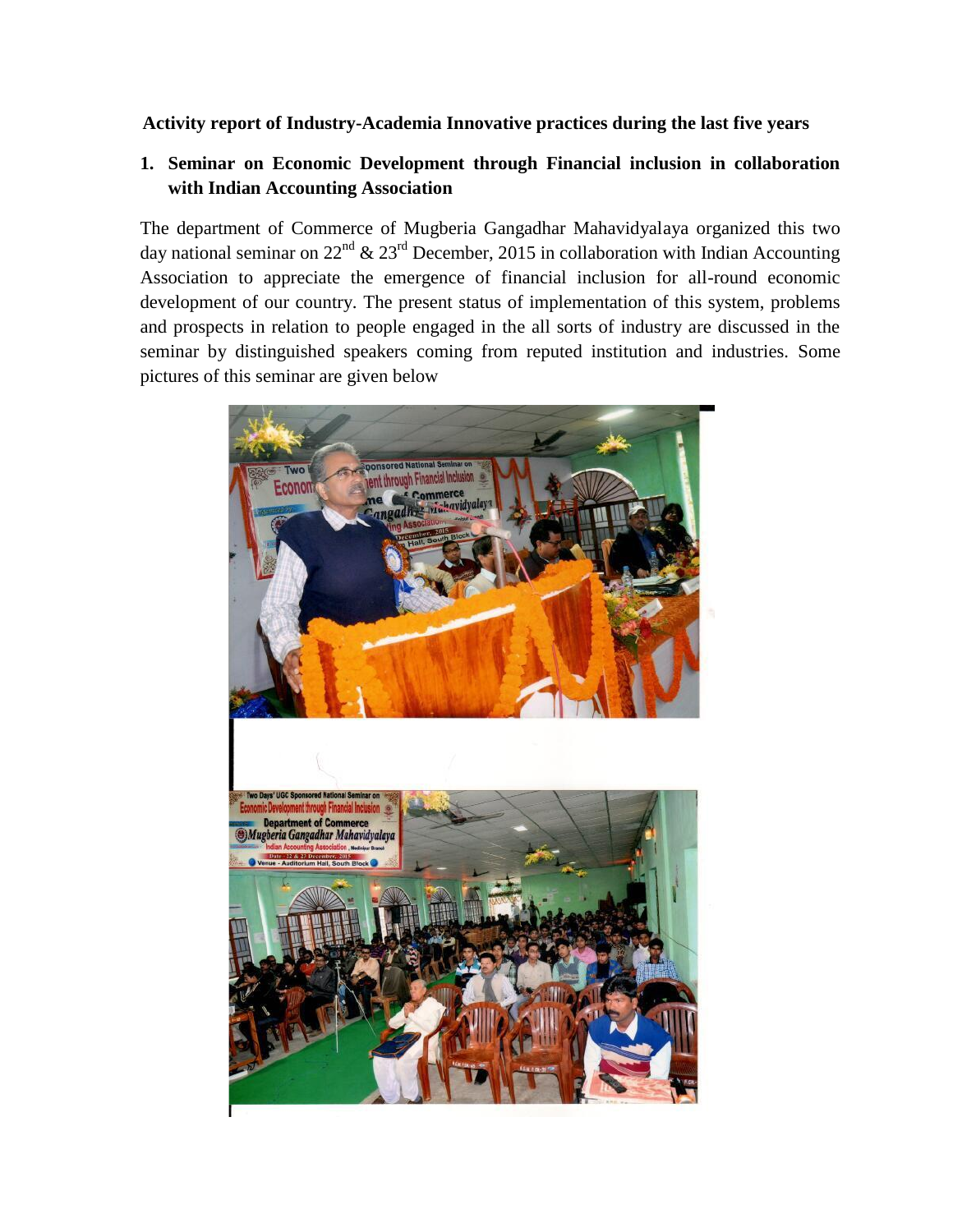**Activity report of Industry-Academia Innovative practices during the last five years**

## 1. Seminar on Economic Development through Financial inclusion in collaboration with Indian Accounting Association

The department of Commerce of Mugberia Gangadhar Mahavidyalaya organized this two day national seminar on 22nd & 23rd December, 2015 in collaboration with Indian Accounting Association to appreciate the emergence of financial inclusion for all-round economic development of our country. The present status of implementation of this system, problems and prospects in relation to people engaged in the all sorts of industry are discussed in the seminar by distinguished speakers coming from reputed institution and industries. Some pictures of this seminar are given below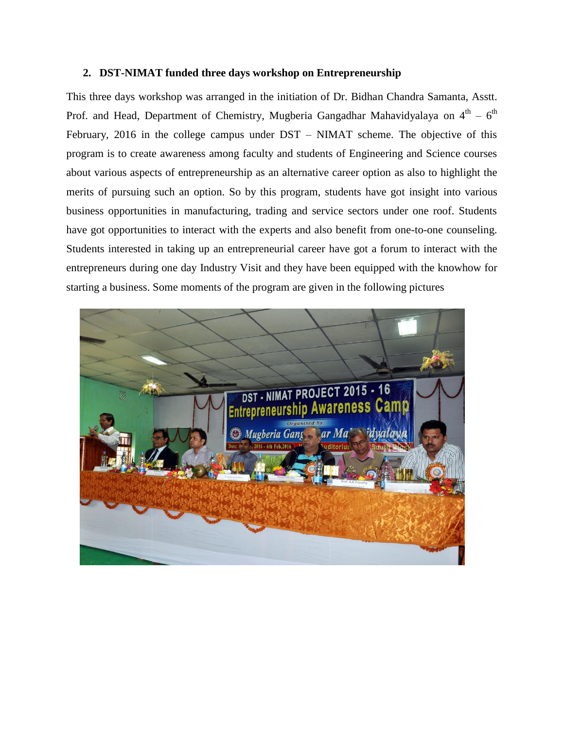## 2. DST-NIMAT funded three days workshop on Entrepreneurship

This three days workshop was arranged in the initiation of Dr. Bidhan Chandra Samanta, Asstt. Prof. and Head, Department of Chemistry, Mugberia Gangadhar Mahavidyalaya on 4th – 6th February, 2016 in the college campus under DST – NIMAT scheme. The objective of this program is to create awareness among faculty and students of Engineering and Science courses about various aspects of entrepreneurship as an alternative career option as also to highlight the merits of pursuing such an option. So by this program, students have got insight into various business opportunities in manufacturing, trading and service sectors under one roof. Students have got opportunities to interact with the experts and also benefit from one-to-one counseling. Students interested in taking up an entrepreneurial career have got a forum to interact with the entrepreneurs during one day Industry Visit and they have been equipped with the knowhow for starting a business. Some moments of the program are given in the following pictures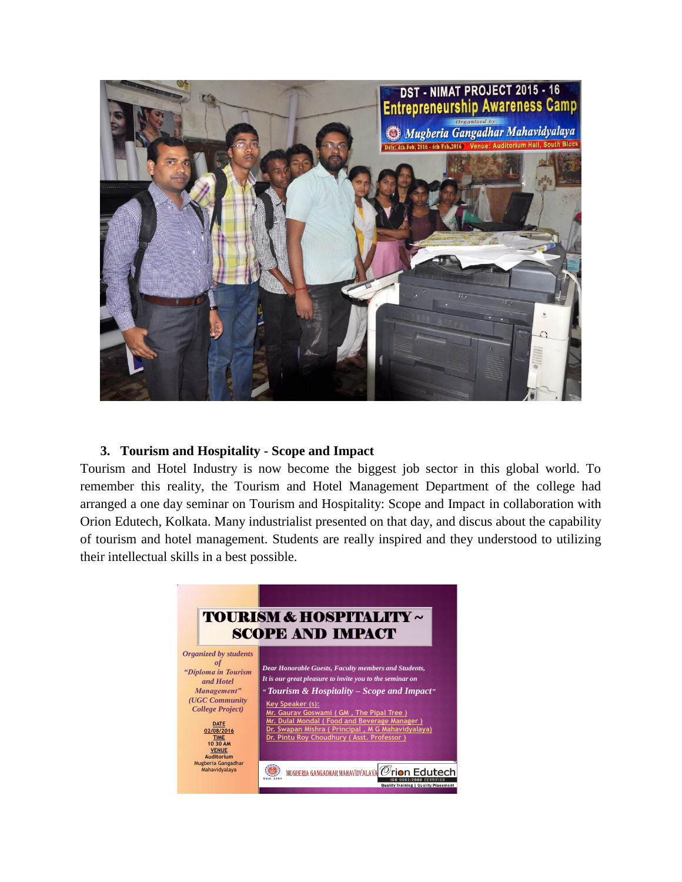### 3. Tourism and Hospitality - Scope and Impact

Tourism and Hotel Industry is now become the biggest job sector in this global world. To remember this reality, the Tourism and Hotel Management Department of the college had arranged a one day seminar on Tourism and Hospitality: Scope and Impact in collaboration with Orion Edutech, Kolkata. Many industrialist presented on that day, and discus about the capability of tourism and hotel management. Students are really inspired and they understood to utilizing their intellectual skills in a best possible.